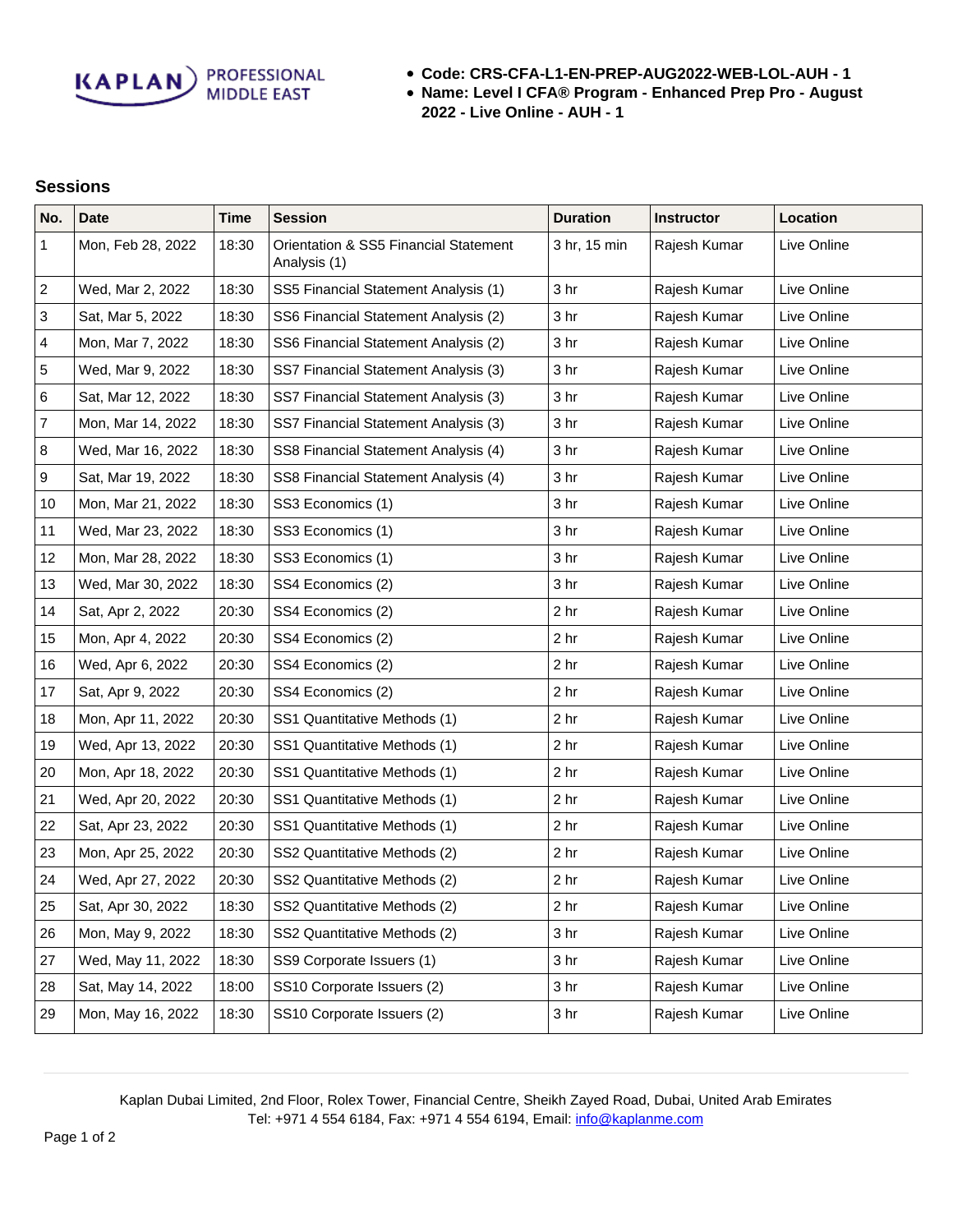KAPLAN PROFESSIONAL MIDDLE EAST

- **Code: CRS-CFA-L1-EN-PREP-AUG2022-WEB-LOL-AUH - 1**
- **Name: Level I CFA® Program - Enhanced Prep Pro - August 2022 - Live Online - AUH - 1**

## Sessions

| No. | Date | Time | Session | Duration | Instructor | Location |
|---|---|---|---|---|---|---|
| 1 | Mon, Feb 28, 2022 | 18:30 | Orientation & SS5 Financial Statement Analysis (1) | 3 hr, 15 min | Rajesh Kumar | Live Online |
| 2 | Wed, Mar 2, 2022 | 18:30 | SS5 Financial Statement Analysis (1) | 3 hr | Rajesh Kumar | Live Online |
| 3 | Sat, Mar 5, 2022 | 18:30 | SS6 Financial Statement Analysis (2) | 3 hr | Rajesh Kumar | Live Online |
| 4 | Mon, Mar 7, 2022 | 18:30 | SS6 Financial Statement Analysis (2) | 3 hr | Rajesh Kumar | Live Online |
| 5 | Wed, Mar 9, 2022 | 18:30 | SS7 Financial Statement Analysis (3) | 3 hr | Rajesh Kumar | Live Online |
| 6 | Sat, Mar 12, 2022 | 18:30 | SS7 Financial Statement Analysis (3) | 3 hr | Rajesh Kumar | Live Online |
| 7 | Mon, Mar 14, 2022 | 18:30 | SS7 Financial Statement Analysis (3) | 3 hr | Rajesh Kumar | Live Online |
| 8 | Wed, Mar 16, 2022 | 18:30 | SS8 Financial Statement Analysis (4) | 3 hr | Rajesh Kumar | Live Online |
| 9 | Sat, Mar 19, 2022 | 18:30 | SS8 Financial Statement Analysis (4) | 3 hr | Rajesh Kumar | Live Online |
| 10 | Mon, Mar 21, 2022 | 18:30 | SS3 Economics (1) | 3 hr | Rajesh Kumar | Live Online |
| 11 | Wed, Mar 23, 2022 | 18:30 | SS3 Economics (1) | 3 hr | Rajesh Kumar | Live Online |
| 12 | Mon, Mar 28, 2022 | 18:30 | SS3 Economics (1) | 3 hr | Rajesh Kumar | Live Online |
| 13 | Wed, Mar 30, 2022 | 18:30 | SS4 Economics (2) | 3 hr | Rajesh Kumar | Live Online |
| 14 | Sat, Apr 2, 2022 | 20:30 | SS4 Economics (2) | 2 hr | Rajesh Kumar | Live Online |
| 15 | Mon, Apr 4, 2022 | 20:30 | SS4 Economics (2) | 2 hr | Rajesh Kumar | Live Online |
| 16 | Wed, Apr 6, 2022 | 20:30 | SS4 Economics (2) | 2 hr | Rajesh Kumar | Live Online |
| 17 | Sat, Apr 9, 2022 | 20:30 | SS4 Economics (2) | 2 hr | Rajesh Kumar | Live Online |
| 18 | Mon, Apr 11, 2022 | 20:30 | SS1 Quantitative Methods (1) | 2 hr | Rajesh Kumar | Live Online |
| 19 | Wed, Apr 13, 2022 | 20:30 | SS1 Quantitative Methods (1) | 2 hr | Rajesh Kumar | Live Online |
| 20 | Mon, Apr 18, 2022 | 20:30 | SS1 Quantitative Methods (1) | 2 hr | Rajesh Kumar | Live Online |
| 21 | Wed, Apr 20, 2022 | 20:30 | SS1 Quantitative Methods (1) | 2 hr | Rajesh Kumar | Live Online |
| 22 | Sat, Apr 23, 2022 | 20:30 | SS1 Quantitative Methods (1) | 2 hr | Rajesh Kumar | Live Online |
| 23 | Mon, Apr 25, 2022 | 20:30 | SS2 Quantitative Methods (2) | 2 hr | Rajesh Kumar | Live Online |
| 24 | Wed, Apr 27, 2022 | 20:30 | SS2 Quantitative Methods (2) | 2 hr | Rajesh Kumar | Live Online |
| 25 | Sat, Apr 30, 2022 | 18:30 | SS2 Quantitative Methods (2) | 2 hr | Rajesh Kumar | Live Online |
| 26 | Mon, May 9, 2022 | 18:30 | SS2 Quantitative Methods (2) | 3 hr | Rajesh Kumar | Live Online |
| 27 | Wed, May 11, 2022 | 18:30 | SS9 Corporate Issuers (1) | 3 hr | Rajesh Kumar | Live Online |
| 28 | Sat, May 14, 2022 | 18:00 | SS10 Corporate Issuers (2) | 3 hr | Rajesh Kumar | Live Online |
| 29 | Mon, May 16, 2022 | 18:30 | SS10 Corporate Issuers (2) | 3 hr | Rajesh Kumar | Live Online |

Kaplan Dubai Limited, 2nd Floor, Rolex Tower, Financial Centre, Sheikh Zayed Road, Dubai, United Arab Emirates
Tel: +971 4 554 6184, Fax: +971 4 554 6194, Email: info@kaplanme.com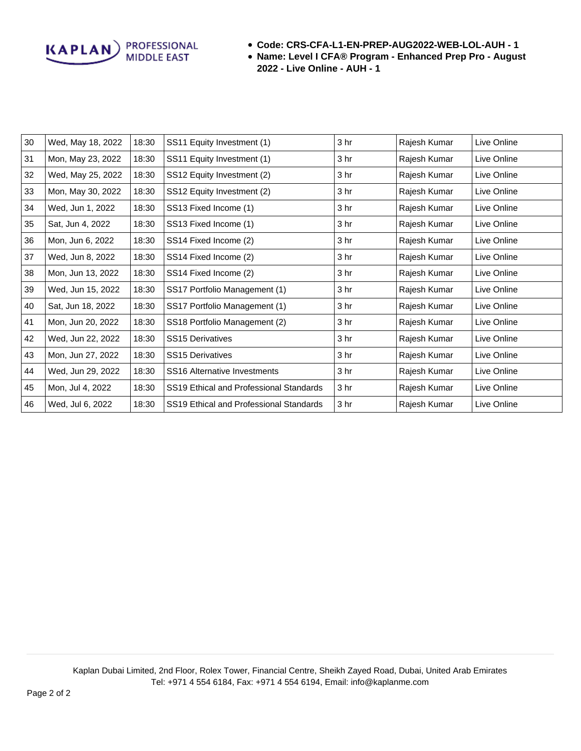- **Code: CRS-CFA-L1-EN-PREP-AUG2022-WEB-LOL-AUH - 1**
- **Name: Level I CFA® Program - Enhanced Prep Pro - August 2022 - Live Online - AUH - 1**

| | | | | | | |
|---|---|---|---|---|---|---|
| 30 | Wed, May 18, 2022 | 18:30 | SS11 Equity Investment (1) | 3 hr | Rajesh Kumar | Live Online |
| 31 | Mon, May 23, 2022 | 18:30 | SS11 Equity Investment (1) | 3 hr | Rajesh Kumar | Live Online |
| 32 | Wed, May 25, 2022 | 18:30 | SS12 Equity Investment (2) | 3 hr | Rajesh Kumar | Live Online |
| 33 | Mon, May 30, 2022 | 18:30 | SS12 Equity Investment (2) | 3 hr | Rajesh Kumar | Live Online |
| 34 | Wed, Jun 1, 2022 | 18:30 | SS13 Fixed Income (1) | 3 hr | Rajesh Kumar | Live Online |
| 35 | Sat, Jun 4, 2022 | 18:30 | SS13 Fixed Income (1) | 3 hr | Rajesh Kumar | Live Online |
| 36 | Mon, Jun 6, 2022 | 18:30 | SS14 Fixed Income (2) | 3 hr | Rajesh Kumar | Live Online |
| 37 | Wed, Jun 8, 2022 | 18:30 | SS14 Fixed Income (2) | 3 hr | Rajesh Kumar | Live Online |
| 38 | Mon, Jun 13, 2022 | 18:30 | SS14 Fixed Income (2) | 3 hr | Rajesh Kumar | Live Online |
| 39 | Wed, Jun 15, 2022 | 18:30 | SS17 Portfolio Management (1) | 3 hr | Rajesh Kumar | Live Online |
| 40 | Sat, Jun 18, 2022 | 18:30 | SS17 Portfolio Management (1) | 3 hr | Rajesh Kumar | Live Online |
| 41 | Mon, Jun 20, 2022 | 18:30 | SS18 Portfolio Management (2) | 3 hr | Rajesh Kumar | Live Online |
| 42 | Wed, Jun 22, 2022 | 18:30 | SS15 Derivatives | 3 hr | Rajesh Kumar | Live Online |
| 43 | Mon, Jun 27, 2022 | 18:30 | SS15 Derivatives | 3 hr | Rajesh Kumar | Live Online |
| 44 | Wed, Jun 29, 2022 | 18:30 | SS16 Alternative Investments | 3 hr | Rajesh Kumar | Live Online |
| 45 | Mon, Jul 4, 2022 | 18:30 | SS19 Ethical and Professional Standards | 3 hr | Rajesh Kumar | Live Online |
| 46 | Wed, Jul 6, 2022 | 18:30 | SS19 Ethical and Professional Standards | 3 hr | Rajesh Kumar | Live Online |

Kaplan Dubai Limited, 2nd Floor, Rolex Tower, Financial Centre, Sheikh Zayed Road, Dubai, United Arab Emirates
Tel: +971 4 554 6184, Fax: +971 4 554 6194, Email: info@kaplanme.com